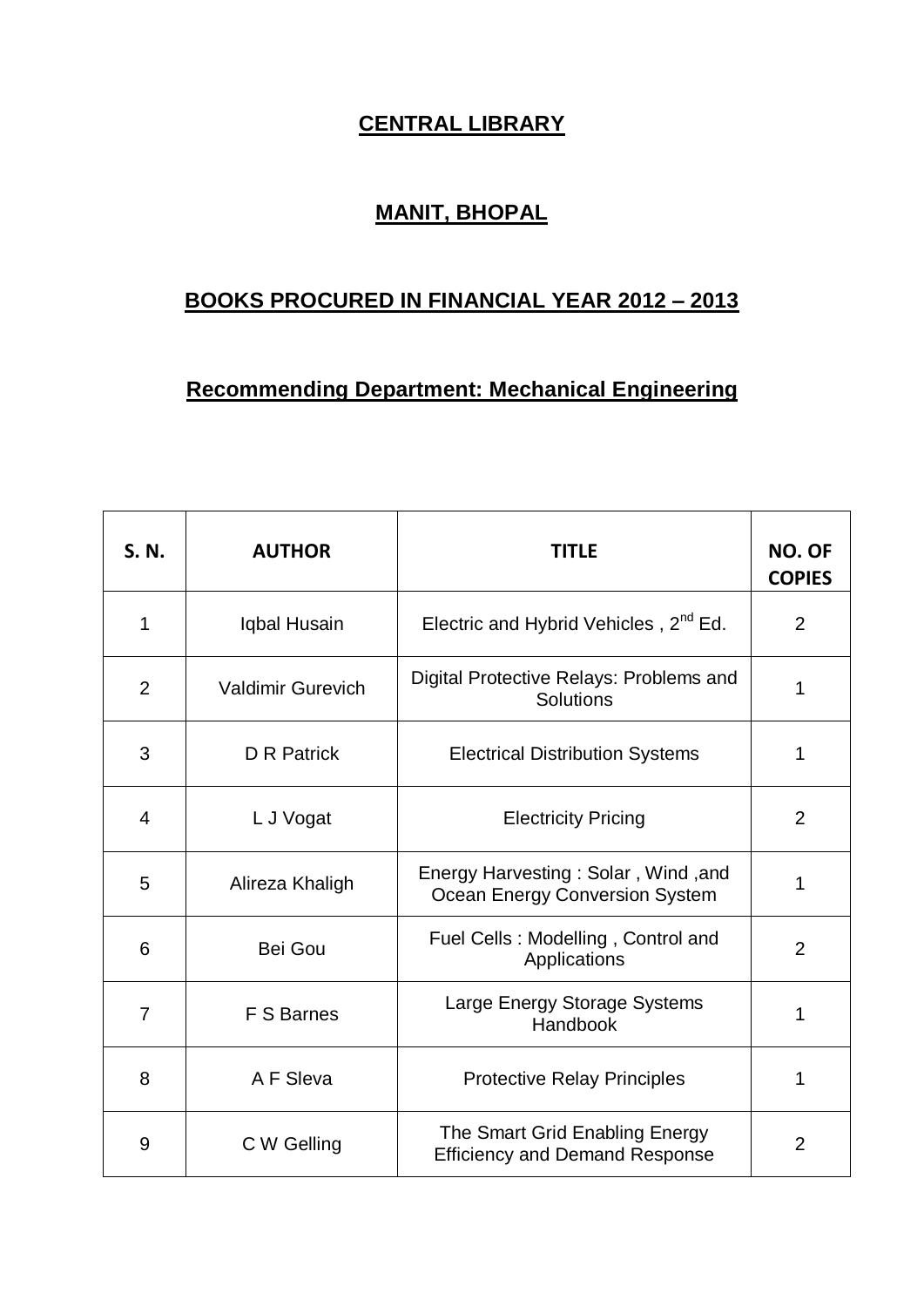# CENTRAL LIBRARY

## MANIT, BHOPAL

## BOOKS PROCURED IN FINANCIAL YEAR 2012 – 2013

### Recommending Department: Mechanical Engineering

| S. N. | AUTHOR | TITLE | NO. OF COPIES |
|---|---|---|---|
| 1 | Iqbal Husain | Electric and Hybrid Vehicles , 2nd Ed. | 2 |
| 2 | Valdimir Gurevich | Digital Protective Relays: Problems and Solutions | 1 |
| 3 | D R Patrick | Electrical Distribution Systems | 1 |
| 4 | L J Vogat | Electricity Pricing | 2 |
| 5 | Alireza Khaligh | Energy Harvesting : Solar , Wind ,and Ocean Energy Conversion System | 1 |
| 6 | Bei Gou | Fuel Cells : Modelling , Control and Applications | 2 |
| 7 | F S Barnes | Large Energy Storage Systems Handbook | 1 |
| 8 | A F Sleva | Protective Relay Principles | 1 |
| 9 | C W Gelling | The Smart Grid Enabling Energy Efficiency and Demand Response | 2 |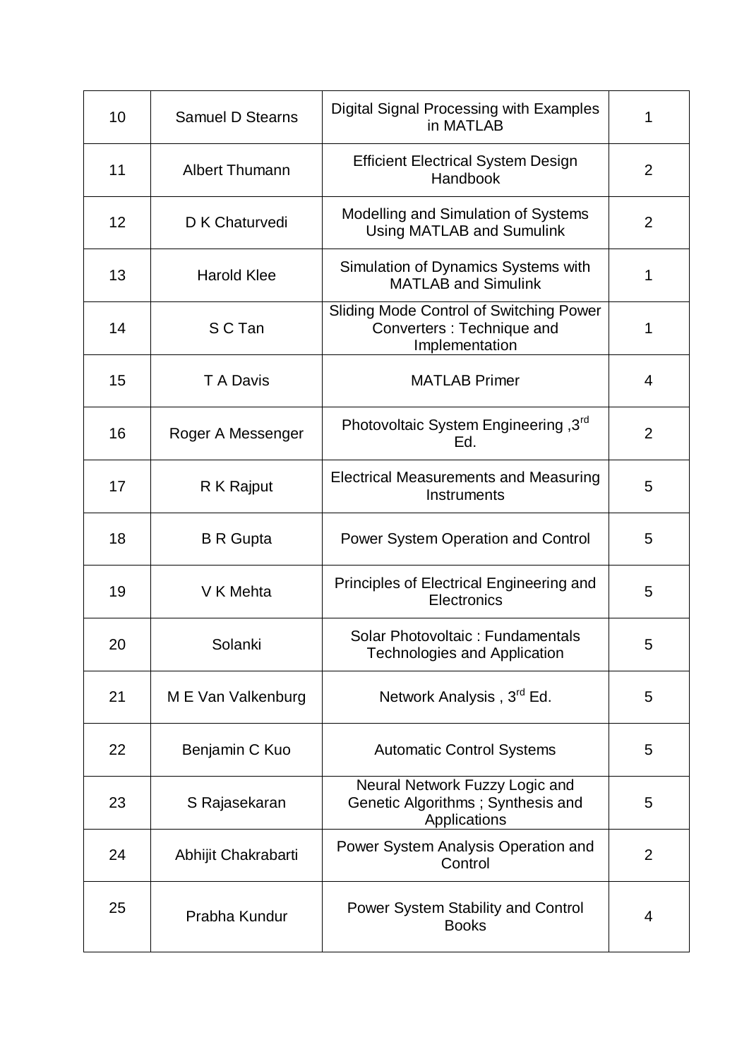| 10 | Samuel D Stearns | Digital Signal Processing with Examples in MATLAB | 1 |
|---|---|---|---|
| 11 | Albert Thumann | Efficient Electrical System Design Handbook | 2 |
| 12 | D K Chaturvedi | Modelling and Simulation of Systems Using MATLAB and Sumulink | 2 |
| 13 | Harold Klee | Simulation of Dynamics Systems with MATLAB and Simulink | 1 |
| 14 | S C Tan | Sliding Mode Control of Switching Power Converters : Technique and Implementation | 1 |
| 15 | T A Davis | MATLAB Primer | 4 |
| 16 | Roger A Messenger | Photovoltaic System Engineering ,3rd Ed. | 2 |
| 17 | R K Rajput | Electrical Measurements and Measuring Instruments | 5 |
| 18 | B R Gupta | Power System Operation and Control | 5 |
| 19 | V K Mehta | Principles of Electrical Engineering and Electronics | 5 |
| 20 | Solanki | Solar Photovoltaic : Fundamentals Technologies and Application | 5 |
| 21 | M E Van Valkenburg | Network Analysis , 3rd Ed. | 5 |
| 22 | Benjamin C Kuo | Automatic Control Systems | 5 |
| 23 | S Rajasekaran | Neural Network Fuzzy Logic and Genetic Algorithms ; Synthesis and Applications | 5 |
| 24 | Abhijit Chakrabarti | Power System Analysis Operation and Control | 2 |
| 25 | Prabha Kundur | Power System Stability and Control Books | 4 |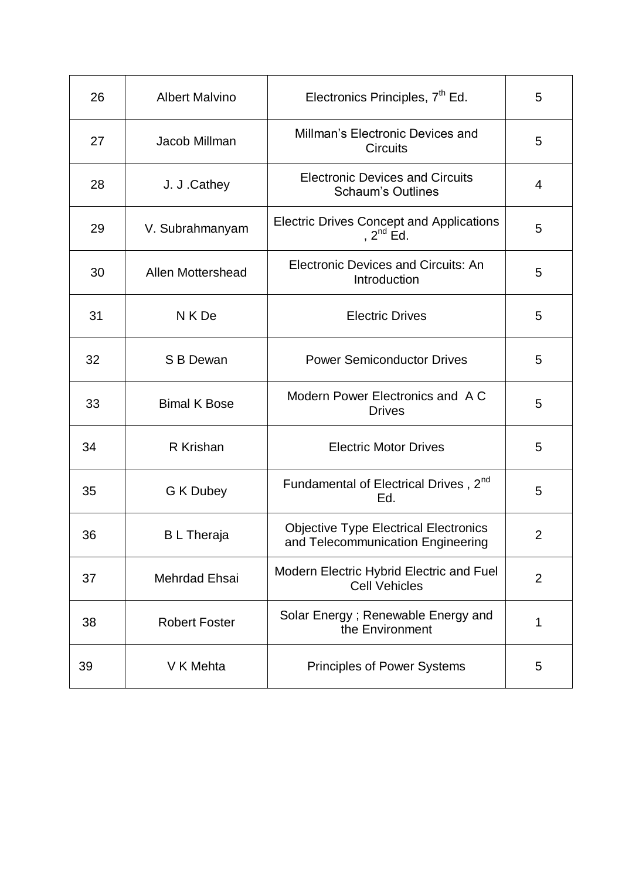| | | | |
|---|---|---|---|
| 26 | Albert Malvino | Electronics Principles, 7th Ed. | 5 |
| 27 | Jacob Millman | Millman's Electronic Devices and Circuits | 5 |
| 28 | J. J .Cathey | Electronic Devices and Circuits Schaum's Outlines | 4 |
| 29 | V. Subrahmanyam | Electric Drives Concept and Applications , 2nd Ed. | 5 |
| 30 | Allen Mottershead | Electronic Devices and Circuits: An Introduction | 5 |
| 31 | N K De | Electric Drives | 5 |
| 32 | S B Dewan | Power Semiconductor Drives | 5 |
| 33 | Bimal K Bose | Modern Power Electronics and A C Drives | 5 |
| 34 | R Krishan | Electric Motor Drives | 5 |
| 35 | G K Dubey | Fundamental of Electrical Drives , 2nd Ed. | 5 |
| 36 | B L Theraja | Objective Type Electrical Electronics and Telecommunication Engineering | 2 |
| 37 | Mehrdad Ehsai | Modern Electric Hybrid Electric and Fuel Cell Vehicles | 2 |
| 38 | Robert Foster | Solar Energy ; Renewable Energy and the Environment | 1 |
| 39 | V K Mehta | Principles of Power Systems | 5 |